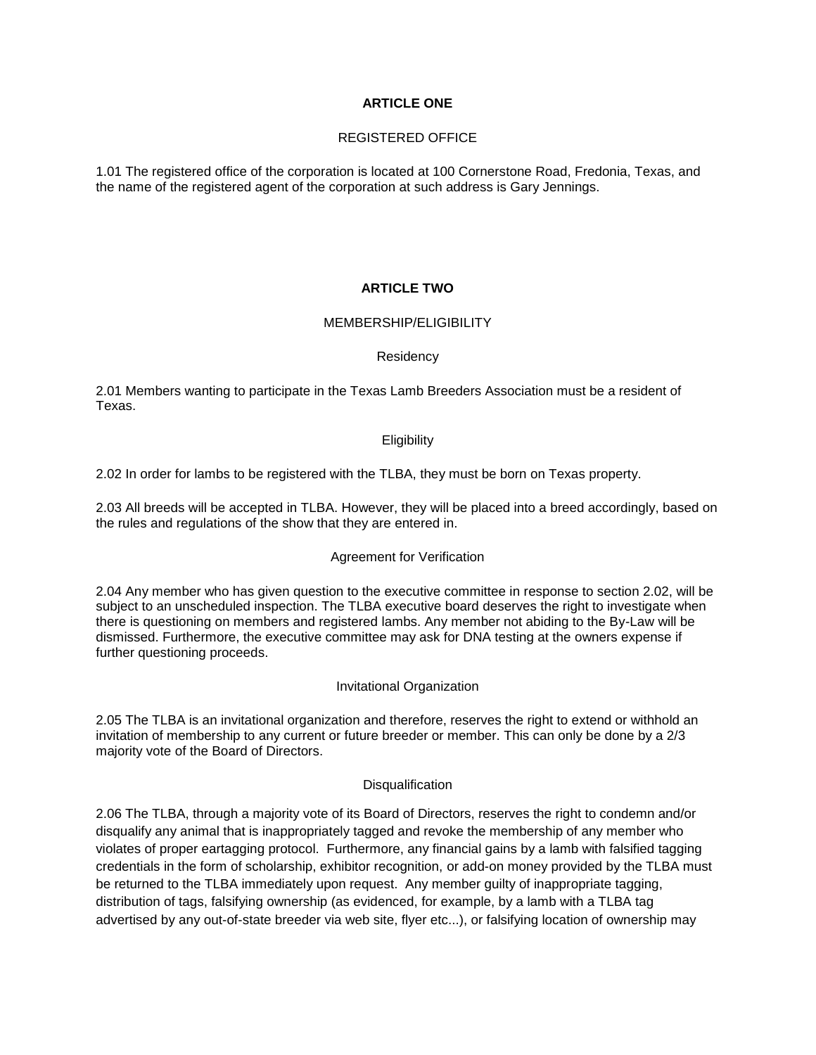## ARTICLE ONE

### REGISTERED OFFICE

1.01 The registered office of the corporation is located at 100 Cornerstone Road, Fredonia, Texas, and the name of the registered agent of the corporation at such address is Gary Jennings.

## ARTICLE TWO

### MEMBERSHIP/ELIGIBILITY

#### Residency

2.01 Members wanting to participate in the Texas Lamb Breeders Association must be a resident of Texas.

#### Eligibility

2.02 In order for lambs to be registered with the TLBA, they must be born on Texas property.

2.03 All breeds will be accepted in TLBA. However, they will be placed into a breed accordingly, based on the rules and regulations of the show that they are entered in.

#### Agreement for Verification

2.04 Any member who has given question to the executive committee in response to section 2.02, will be subject to an unscheduled inspection. The TLBA executive board deserves the right to investigate when there is questioning on members and registered lambs. Any member not abiding to the By-Law will be dismissed. Furthermore, the executive committee may ask for DNA testing at the owners expense if further questioning proceeds.

#### Invitational Organization

2.05 The TLBA is an invitational organization and therefore, reserves the right to extend or withhold an invitation of membership to any current or future breeder or member. This can only be done by a 2/3 majority vote of the Board of Directors.

#### Disqualification

2.06 The TLBA, through a majority vote of its Board of Directors, reserves the right to condemn and/or disqualify any animal that is inappropriately tagged and revoke the membership of any member who violates of proper eartagging protocol. Furthermore, any financial gains by a lamb with falsified tagging credentials in the form of scholarship, exhibitor recognition, or add-on money provided by the TLBA must be returned to the TLBA immediately upon request. Any member guilty of inappropriate tagging, distribution of tags, falsifying ownership (as evidenced, for example, by a lamb with a TLBA tag advertised by any out-of-state breeder via web site, flyer etc...), or falsifying location of ownership may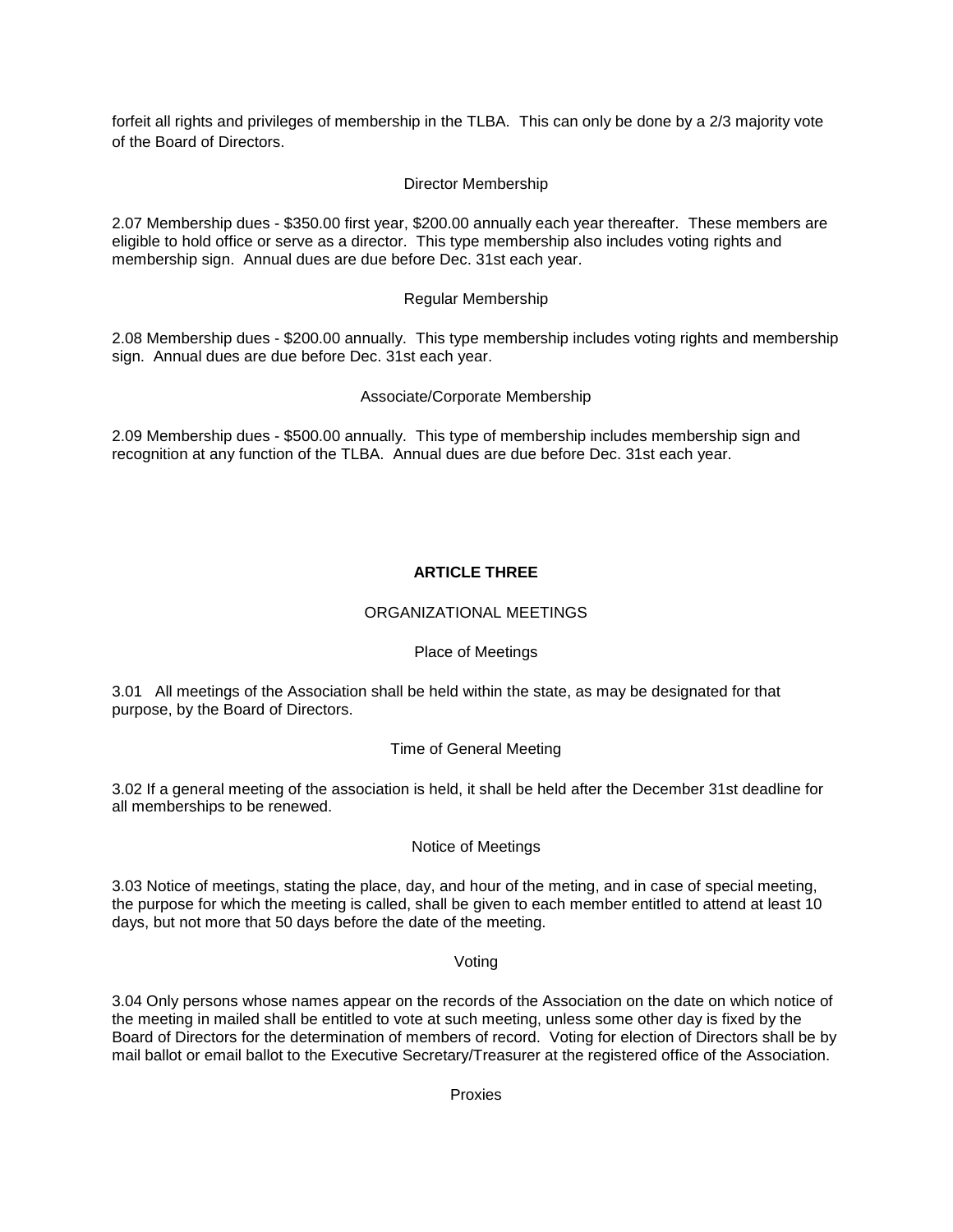forfeit all rights and privileges of membership in the TLBA. This can only be done by a 2/3 majority vote of the Board of Directors.

Director Membership

2.07 Membership dues - $350.00 first year, $200.00 annually each year thereafter. These members are eligible to hold office or serve as a director. This type membership also includes voting rights and membership sign. Annual dues are due before Dec. 31st each year.

Regular Membership

2.08 Membership dues - $200.00 annually. This type membership includes voting rights and membership sign. Annual dues are due before Dec. 31st each year.

Associate/Corporate Membership

2.09 Membership dues - $500.00 annually. This type of membership includes membership sign and recognition at any function of the TLBA. Annual dues are due before Dec. 31st each year.

## ARTICLE THREE

ORGANIZATIONAL MEETINGS

Place of Meetings

3.01 All meetings of the Association shall be held within the state, as may be designated for that purpose, by the Board of Directors.

Time of General Meeting

3.02 If a general meeting of the association is held, it shall be held after the December 31st deadline for all memberships to be renewed.

Notice of Meetings

3.03 Notice of meetings, stating the place, day, and hour of the meting, and in case of special meeting, the purpose for which the meeting is called, shall be given to each member entitled to attend at least 10 days, but not more that 50 days before the date of the meeting.

Voting

3.04 Only persons whose names appear on the records of the Association on the date on which notice of the meeting in mailed shall be entitled to vote at such meeting, unless some other day is fixed by the Board of Directors for the determination of members of record. Voting for election of Directors shall be by mail ballot or email ballot to the Executive Secretary/Treasurer at the registered office of the Association.

Proxies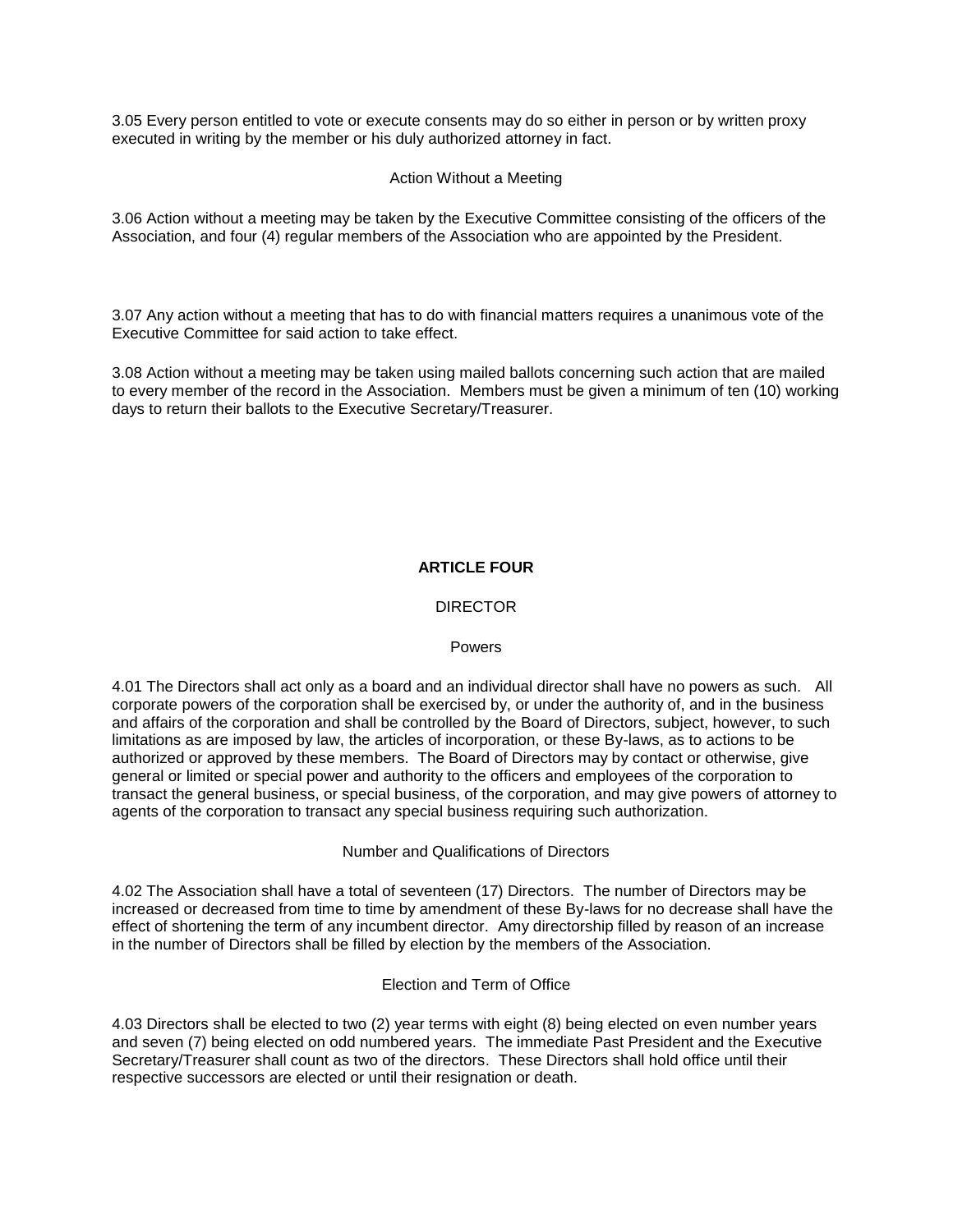3.05 Every person entitled to vote or execute consents may do so either in person or by written proxy executed in writing by the member or his duly authorized attorney in fact.

### Action Without a Meeting

3.06 Action without a meeting may be taken by the Executive Committee consisting of the officers of the Association, and four (4) regular members of the Association who are appointed by the President.

3.07 Any action without a meeting that has to do with financial matters requires a unanimous vote of the Executive Committee for said action to take effect.

3.08 Action without a meeting may be taken using mailed ballots concerning such action that are mailed to every member of the record in the Association. Members must be given a minimum of ten (10) working days to return their ballots to the Executive Secretary/Treasurer.

## ARTICLE FOUR

## DIRECTOR

### Powers

4.01 The Directors shall act only as a board and an individual director shall have no powers as such. All corporate powers of the corporation shall be exercised by, or under the authority of, and in the business and affairs of the corporation and shall be controlled by the Board of Directors, subject, however, to such limitations as are imposed by law, the articles of incorporation, or these By-laws, as to actions to be authorized or approved by these members. The Board of Directors may by contact or otherwise, give general or limited or special power and authority to the officers and employees of the corporation to transact the general business, or special business, of the corporation, and may give powers of attorney to agents of the corporation to transact any special business requiring such authorization.

### Number and Qualifications of Directors

4.02 The Association shall have a total of seventeen (17) Directors. The number of Directors may be increased or decreased from time to time by amendment of these By-laws for no decrease shall have the effect of shortening the term of any incumbent director. Amy directorship filled by reason of an increase in the number of Directors shall be filled by election by the members of the Association.

### Election and Term of Office

4.03 Directors shall be elected to two (2) year terms with eight (8) being elected on even number years and seven (7) being elected on odd numbered years. The immediate Past President and the Executive Secretary/Treasurer shall count as two of the directors. These Directors shall hold office until their respective successors are elected or until their resignation or death.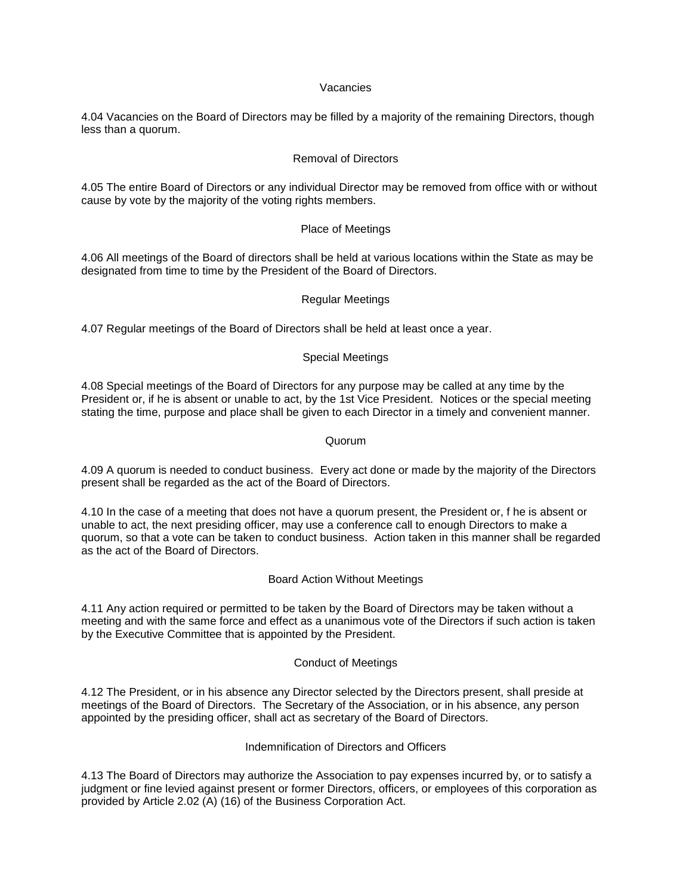### Vacancies

4.04 Vacancies on the Board of Directors may be filled by a majority of the remaining Directors, though less than a quorum.

### Removal of Directors

4.05 The entire Board of Directors or any individual Director may be removed from office with or without cause by vote by the majority of the voting rights members.

### Place of Meetings

4.06 All meetings of the Board of directors shall be held at various locations within the State as may be designated from time to time by the President of the Board of Directors.

### Regular Meetings

4.07 Regular meetings of the Board of Directors shall be held at least once a year.

### Special Meetings

4.08 Special meetings of the Board of Directors for any purpose may be called at any time by the President or, if he is absent or unable to act, by the 1st Vice President. Notices or the special meeting stating the time, purpose and place shall be given to each Director in a timely and convenient manner.

### Quorum

4.09 A quorum is needed to conduct business. Every act done or made by the majority of the Directors present shall be regarded as the act of the Board of Directors.

4.10 In the case of a meeting that does not have a quorum present, the President or, f he is absent or unable to act, the next presiding officer, may use a conference call to enough Directors to make a quorum, so that a vote can be taken to conduct business. Action taken in this manner shall be regarded as the act of the Board of Directors.

### Board Action Without Meetings

4.11 Any action required or permitted to be taken by the Board of Directors may be taken without a meeting and with the same force and effect as a unanimous vote of the Directors if such action is taken by the Executive Committee that is appointed by the President.

### Conduct of Meetings

4.12 The President, or in his absence any Director selected by the Directors present, shall preside at meetings of the Board of Directors. The Secretary of the Association, or in his absence, any person appointed by the presiding officer, shall act as secretary of the Board of Directors.

### Indemnification of Directors and Officers

4.13 The Board of Directors may authorize the Association to pay expenses incurred by, or to satisfy a judgment or fine levied against present or former Directors, officers, or employees of this corporation as provided by Article 2.02 (A) (16) of the Business Corporation Act.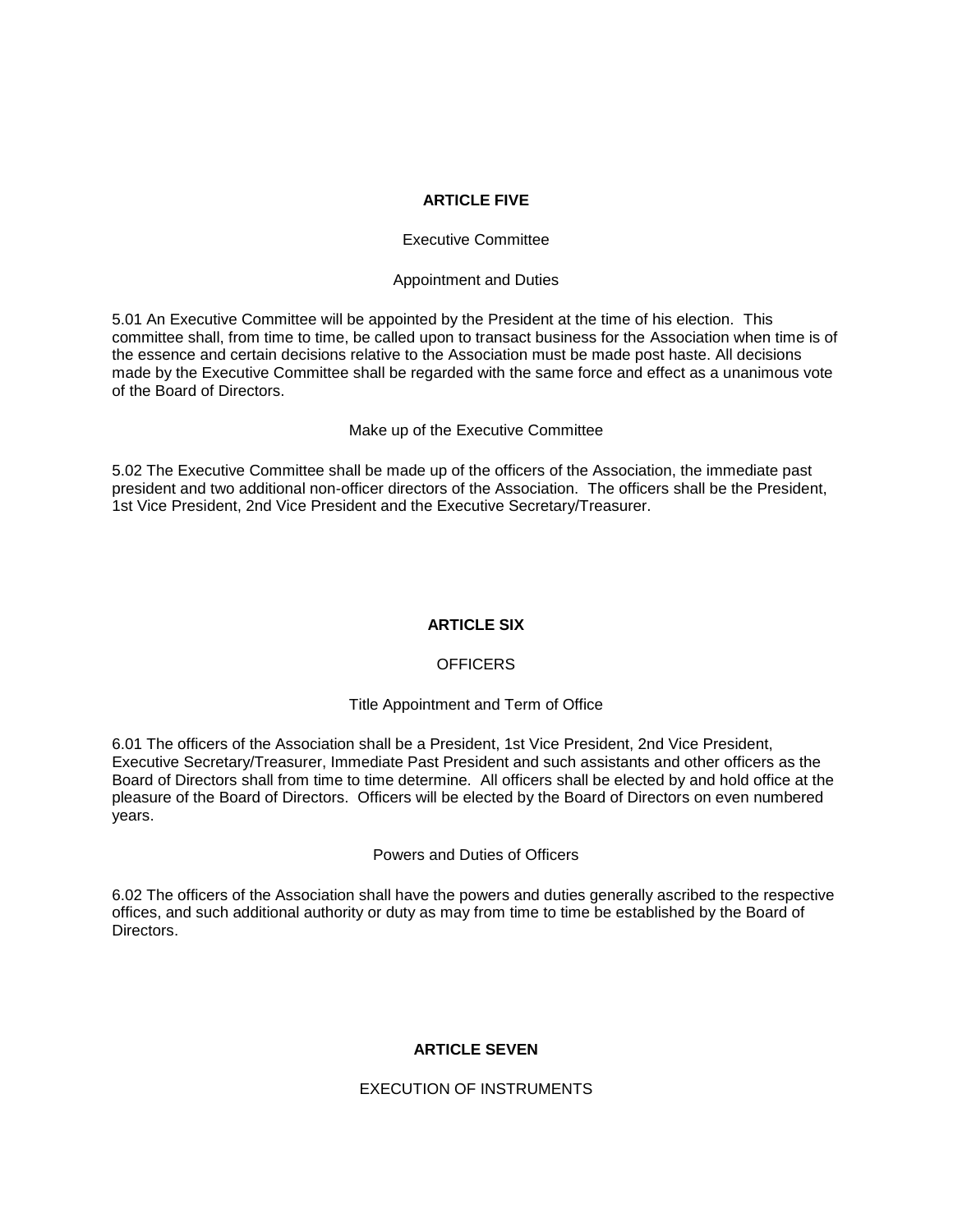## ARTICLE FIVE

Executive Committee

Appointment and Duties

5.01 An Executive Committee will be appointed by the President at the time of his election. This committee shall, from time to time, be called upon to transact business for the Association when time is of the essence and certain decisions relative to the Association must be made post haste. All decisions made by the Executive Committee shall be regarded with the same force and effect as a unanimous vote of the Board of Directors.

Make up of the Executive Committee

5.02 The Executive Committee shall be made up of the officers of the Association, the immediate past president and two additional non-officer directors of the Association. The officers shall be the President, 1st Vice President, 2nd Vice President and the Executive Secretary/Treasurer.

## ARTICLE SIX

OFFICERS

Title Appointment and Term of Office

6.01 The officers of the Association shall be a President, 1st Vice President, 2nd Vice President, Executive Secretary/Treasurer, Immediate Past President and such assistants and other officers as the Board of Directors shall from time to time determine. All officers shall be elected by and hold office at the pleasure of the Board of Directors. Officers will be elected by the Board of Directors on even numbered years.

Powers and Duties of Officers

6.02 The officers of the Association shall have the powers and duties generally ascribed to the respective offices, and such additional authority or duty as may from time to time be established by the Board of Directors.

## ARTICLE SEVEN

EXECUTION OF INSTRUMENTS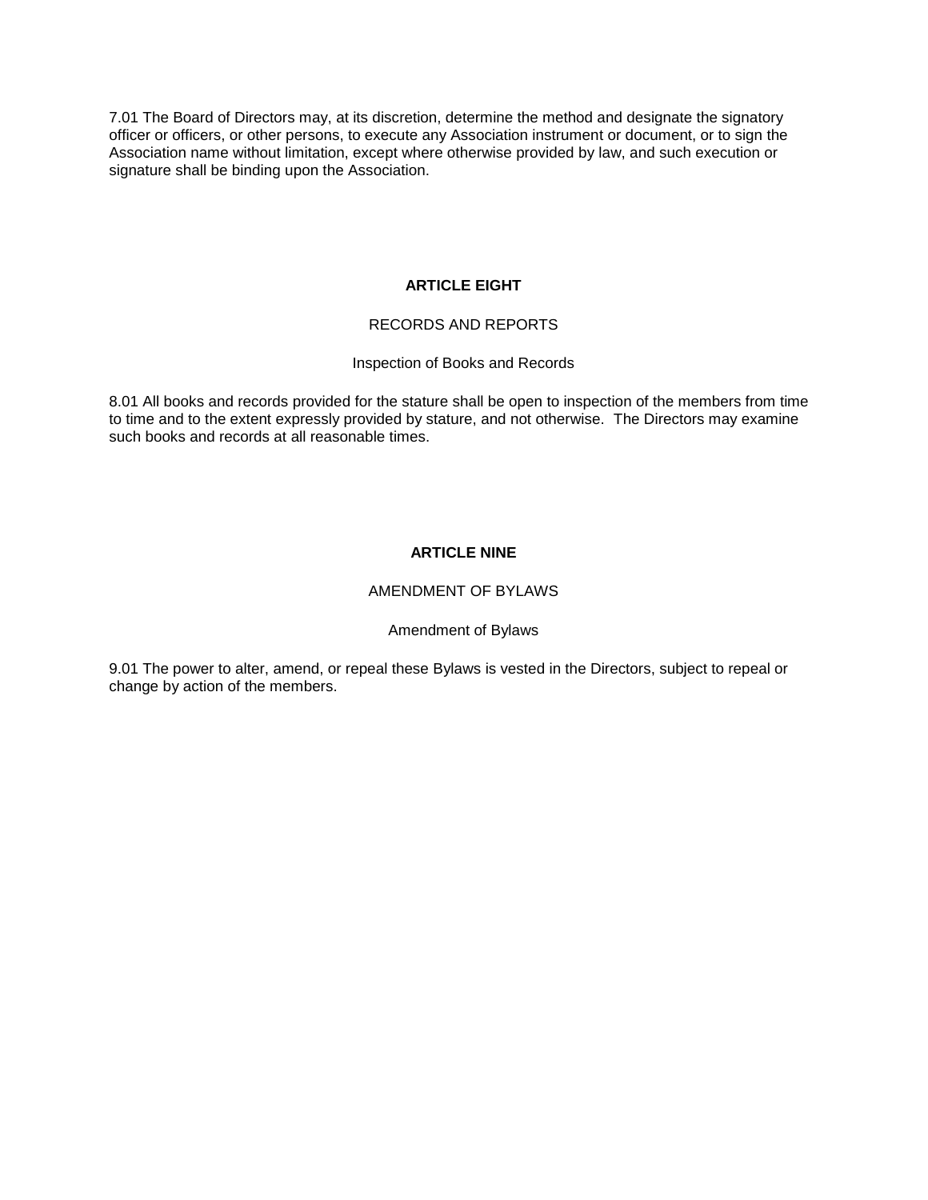7.01 The Board of Directors may, at its discretion, determine the method and designate the signatory officer or officers, or other persons, to execute any Association instrument or document, or to sign the Association name without limitation, except where otherwise provided by law, and such execution or signature shall be binding upon the Association.

## ARTICLE EIGHT

### RECORDS AND REPORTS

#### Inspection of Books and Records

8.01 All books and records provided for the stature shall be open to inspection of the members from time to time and to the extent expressly provided by stature, and not otherwise. The Directors may examine such books and records at all reasonable times.

## ARTICLE NINE

### AMENDMENT OF BYLAWS

#### Amendment of Bylaws

9.01 The power to alter, amend, or repeal these Bylaws is vested in the Directors, subject to repeal or change by action of the members.